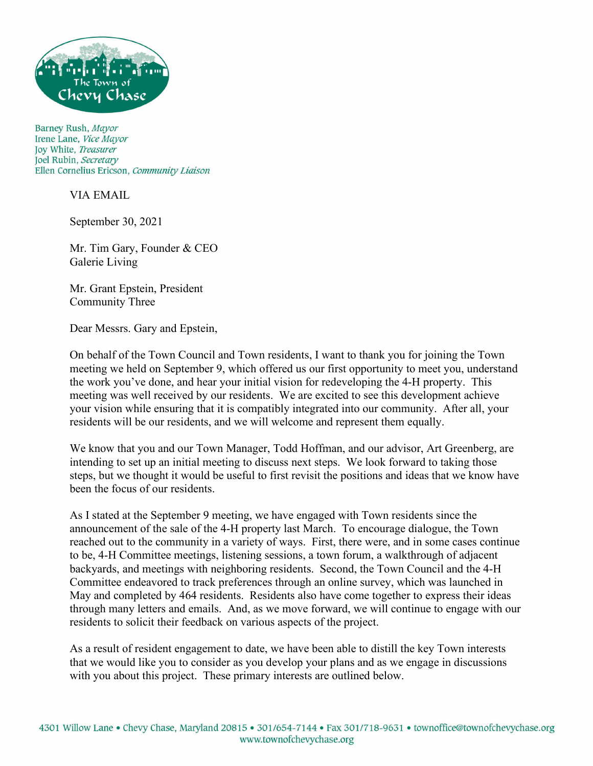The Town of Chevy Chase

Barney Rush, *Mayor*
Irene Lane, *Vice Mayor*
Joy White, *Treasurer*
Joel Rubin, *Secretary*
Ellen Cornelius Ericson, *Community Liaison*

VIA EMAIL

September 30, 2021

Mr. Tim Gary, Founder & CEO
Galerie Living

Mr. Grant Epstein, President
Community Three

Dear Messrs. Gary and Epstein,

On behalf of the Town Council and Town residents, I want to thank you for joining the Town meeting we held on September 9, which offered us our first opportunity to meet you, understand the work you've done, and hear your initial vision for redeveloping the 4-H property. This meeting was well received by our residents. We are excited to see this development achieve your vision while ensuring that it is compatibly integrated into our community. After all, your residents will be our residents, and we will welcome and represent them equally.

We know that you and our Town Manager, Todd Hoffman, and our advisor, Art Greenberg, are intending to set up an initial meeting to discuss next steps. We look forward to taking those steps, but we thought it would be useful to first revisit the positions and ideas that we know have been the focus of our residents.

As I stated at the September 9 meeting, we have engaged with Town residents since the announcement of the sale of the 4-H property last March. To encourage dialogue, the Town reached out to the community in a variety of ways. First, there were, and in some cases continue to be, 4-H Committee meetings, listening sessions, a town forum, a walkthrough of adjacent backyards, and meetings with neighboring residents. Second, the Town Council and the 4-H Committee endeavored to track preferences through an online survey, which was launched in May and completed by 464 residents. Residents also have come together to express their ideas through many letters and emails. And, as we move forward, we will continue to engage with our residents to solicit their feedback on various aspects of the project.

As a result of resident engagement to date, we have been able to distill the key Town interests that we would like you to consider as you develop your plans and as we engage in discussions with you about this project. These primary interests are outlined below.

4301 Willow Lane • Chevy Chase, Maryland 20815 • 301/654-7144 • Fax 301/718-9631 • townoffice@townofchevychase.org
www.townofchevychase.org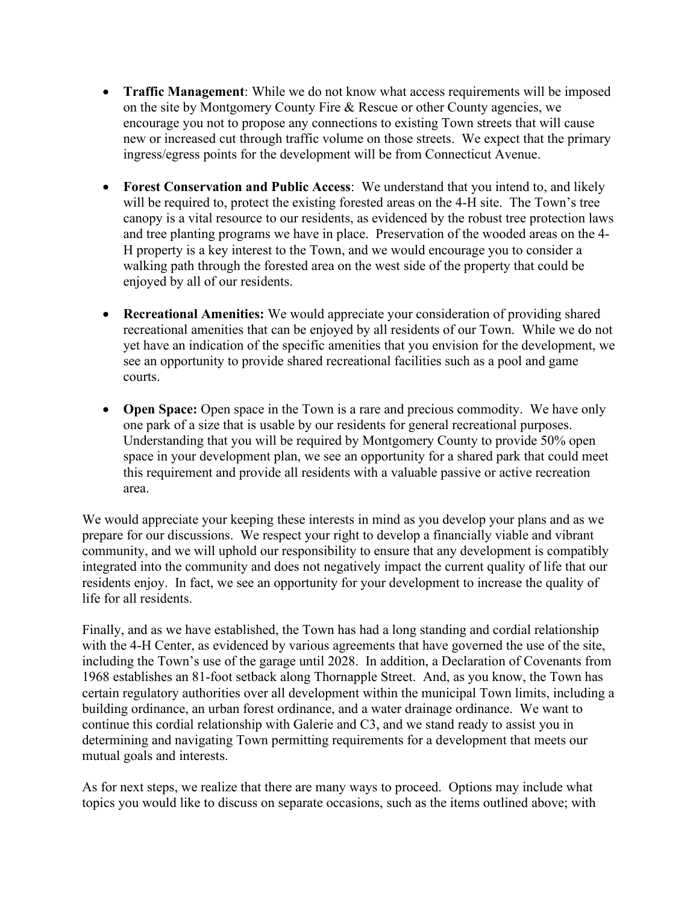- **Traffic Management**: While we do not know what access requirements will be imposed on the site by Montgomery County Fire & Rescue or other County agencies, we encourage you not to propose any connections to existing Town streets that will cause new or increased cut through traffic volume on those streets. We expect that the primary ingress/egress points for the development will be from Connecticut Avenue.

- **Forest Conservation and Public Access**: We understand that you intend to, and likely will be required to, protect the existing forested areas on the 4-H site. The Town's tree canopy is a vital resource to our residents, as evidenced by the robust tree protection laws and tree planting programs we have in place. Preservation of the wooded areas on the 4-H property is a key interest to the Town, and we would encourage you to consider a walking path through the forested area on the west side of the property that could be enjoyed by all of our residents.

- **Recreational Amenities:** We would appreciate your consideration of providing shared recreational amenities that can be enjoyed by all residents of our Town. While we do not yet have an indication of the specific amenities that you envision for the development, we see an opportunity to provide shared recreational facilities such as a pool and game courts.

- **Open Space:** Open space in the Town is a rare and precious commodity. We have only one park of a size that is usable by our residents for general recreational purposes. Understanding that you will be required by Montgomery County to provide 50% open space in your development plan, we see an opportunity for a shared park that could meet this requirement and provide all residents with a valuable passive or active recreation area.

We would appreciate your keeping these interests in mind as you develop your plans and as we prepare for our discussions. We respect your right to develop a financially viable and vibrant community, and we will uphold our responsibility to ensure that any development is compatibly integrated into the community and does not negatively impact the current quality of life that our residents enjoy. In fact, we see an opportunity for your development to increase the quality of life for all residents.

Finally, and as we have established, the Town has had a long standing and cordial relationship with the 4-H Center, as evidenced by various agreements that have governed the use of the site, including the Town's use of the garage until 2028. In addition, a Declaration of Covenants from 1968 establishes an 81-foot setback along Thornapple Street. And, as you know, the Town has certain regulatory authorities over all development within the municipal Town limits, including a building ordinance, an urban forest ordinance, and a water drainage ordinance. We want to continue this cordial relationship with Galerie and C3, and we stand ready to assist you in determining and navigating Town permitting requirements for a development that meets our mutual goals and interests.

As for next steps, we realize that there are many ways to proceed. Options may include what topics you would like to discuss on separate occasions, such as the items outlined above; with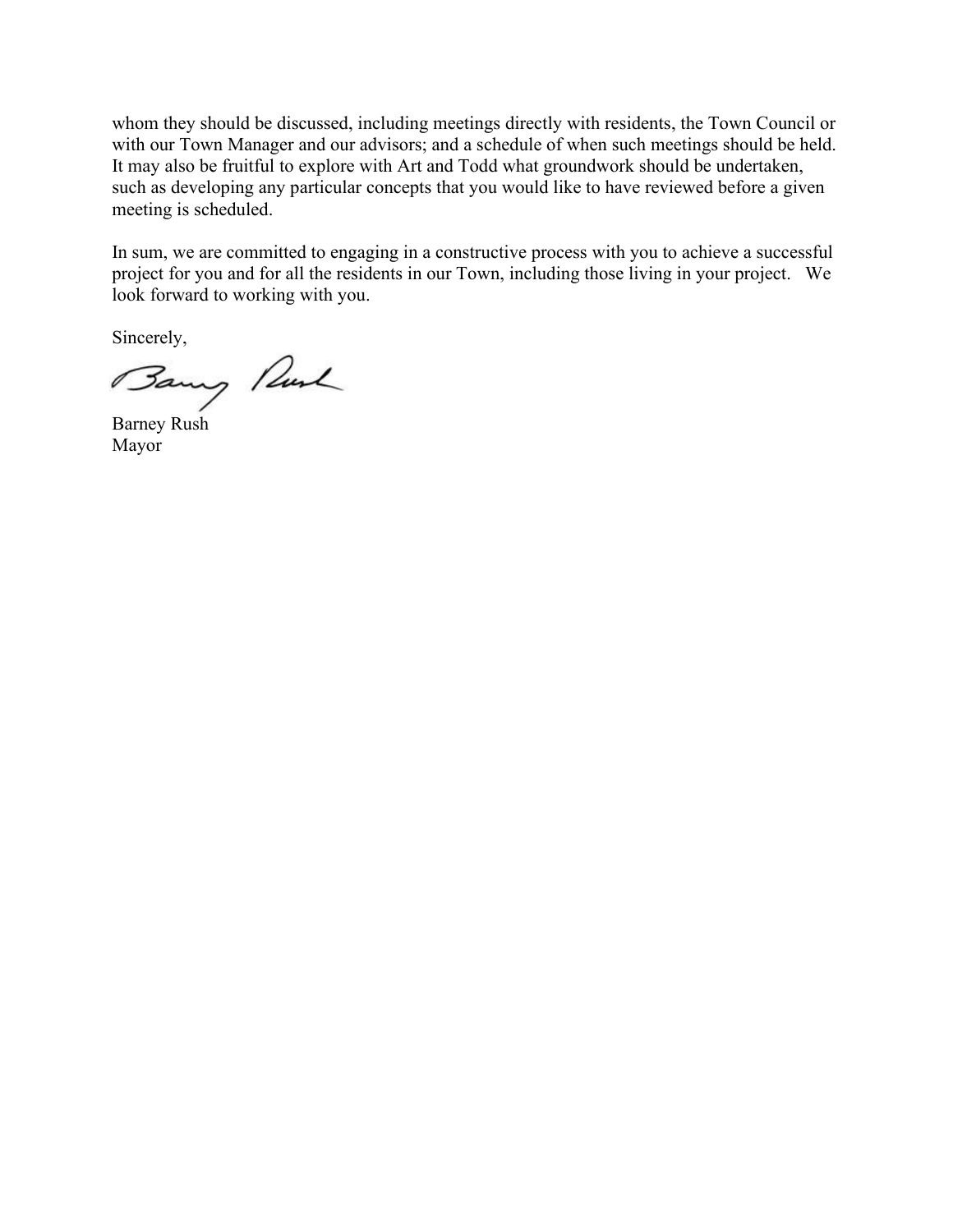whom they should be discussed, including meetings directly with residents, the Town Council or with our Town Manager and our advisors; and a schedule of when such meetings should be held. It may also be fruitful to explore with Art and Todd what groundwork should be undertaken, such as developing any particular concepts that you would like to have reviewed before a given meeting is scheduled.

In sum, we are committed to engaging in a constructive process with you to achieve a successful project for you and for all the residents in our Town, including those living in your project. We look forward to working with you.

Sincerely,

Barney Rush
Mayor